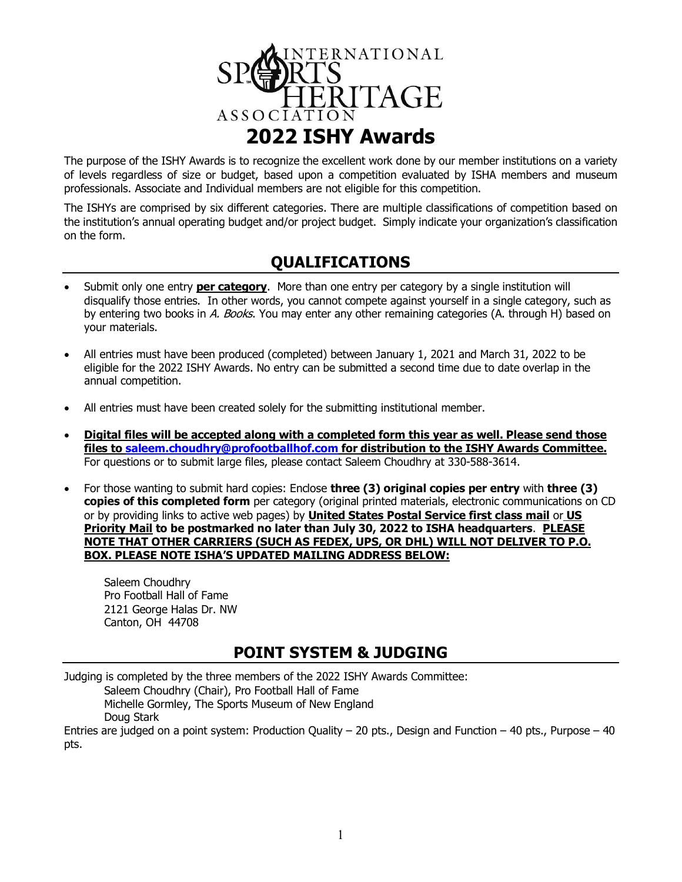INTERNATIONAL SPORTS HERITAGE ASSOCIATION

# 2022 ISHY Awards

The purpose of the ISHY Awards is to recognize the excellent work done by our member institutions on a variety of levels regardless of size or budget, based upon a competition evaluated by ISHA members and museum professionals. Associate and Individual members are not eligible for this competition.

The ISHYs are comprised by six different categories. There are multiple classifications of competition based on the institution's annual operating budget and/or project budget. Simply indicate your organization's classification on the form.

## QUALIFICATIONS

- Submit only one entry **per category**. More than one entry per category by a single institution will disqualify those entries. In other words, you cannot compete against yourself in a single category, such as by entering two books in *A. Books*. You may enter any other remaining categories (A. through H) based on your materials.

- All entries must have been produced (completed) between January 1, 2021 and March 31, 2022 to be eligible for the 2022 ISHY Awards. No entry can be submitted a second time due to date overlap in the annual competition.

- All entries must have been created solely for the submitting institutional member.

- **Digital files will be accepted along with a completed form this year as well. Please send those files to saleem.choudhry@profootballhof.com for distribution to the ISHY Awards Committee.** For questions or to submit large files, please contact Saleem Choudhry at 330-588-3614.

- For those wanting to submit hard copies: Enclose **three (3) original copies per entry** with **three (3) copies of this completed form** per category (original printed materials, electronic communications on CD or by providing links to active web pages) by **United States Postal Service first class mail** or **US Priority Mail to be postmarked no later than July 30, 2022 to ISHA headquarters**. **PLEASE NOTE THAT OTHER CARRIERS (SUCH AS FEDEX, UPS, OR DHL) WILL NOT DELIVER TO P.O. BOX. PLEASE NOTE ISHA'S UPDATED MAILING ADDRESS BELOW:**

  Saleem Choudhry
  Pro Football Hall of Fame
  2121 George Halas Dr. NW
  Canton, OH 44708

## POINT SYSTEM & JUDGING

Judging is completed by the three members of the 2022 ISHY Awards Committee:

Saleem Choudhry (Chair), Pro Football Hall of Fame
Michelle Gormley, The Sports Museum of New England
Doug Stark

Entries are judged on a point system: Production Quality – 20 pts., Design and Function – 40 pts., Purpose – 40 pts.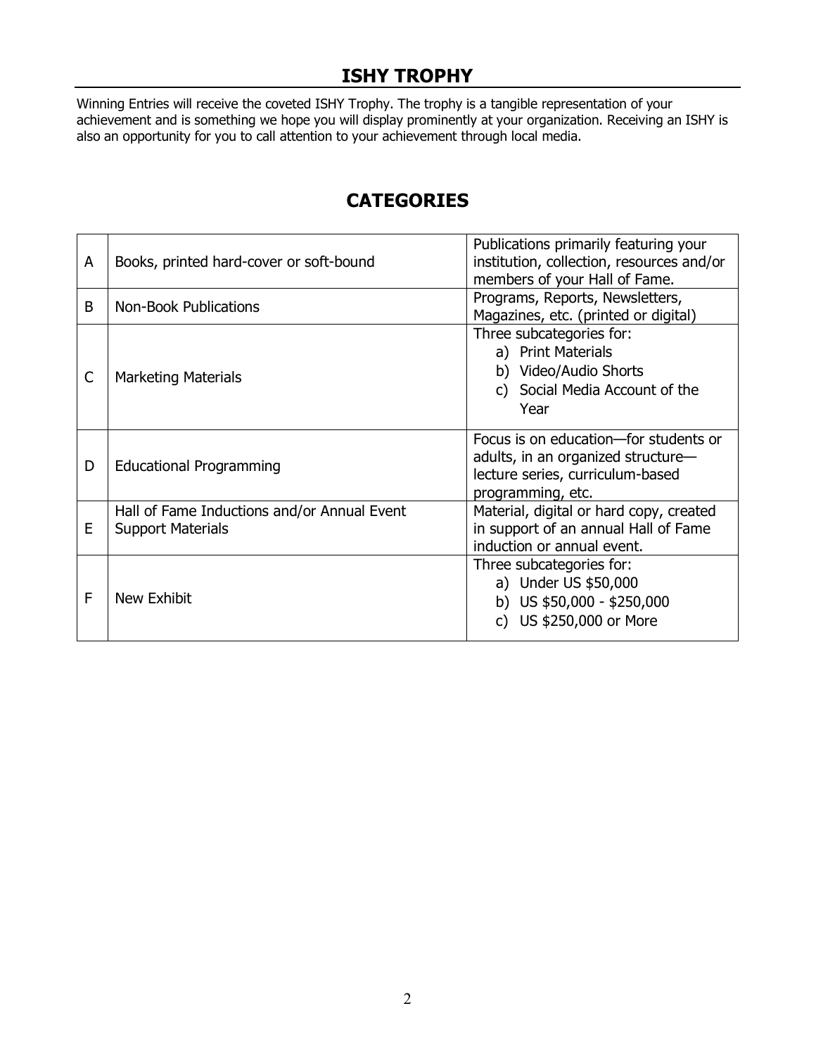## ISHY TROPHY

Winning Entries will receive the coveted ISHY Trophy. The trophy is a tangible representation of your achievement and is something we hope you will display prominently at your organization. Receiving an ISHY is also an opportunity for you to call attention to your achievement through local media.

## CATEGORIES

| | | |
|---|---|---|
| A | Books, printed hard-cover or soft-bound | Publications primarily featuring your institution, collection, resources and/or members of your Hall of Fame. |
| B | Non-Book Publications | Programs, Reports, Newsletters, Magazines, etc. (printed or digital) |
| C | Marketing Materials | Three subcategories for: a) Print Materials b) Video/Audio Shorts c) Social Media Account of the Year |
| D | Educational Programming | Focus is on education—for students or adults, in an organized structure—lecture series, curriculum-based programming, etc. |
| E | Hall of Fame Inductions and/or Annual Event Support Materials | Material, digital or hard copy, created in support of an annual Hall of Fame induction or annual event. |
| F | New Exhibit | Three subcategories for: a) Under US $50,000 b) US $50,000 - $250,000 c) US $250,000 or More |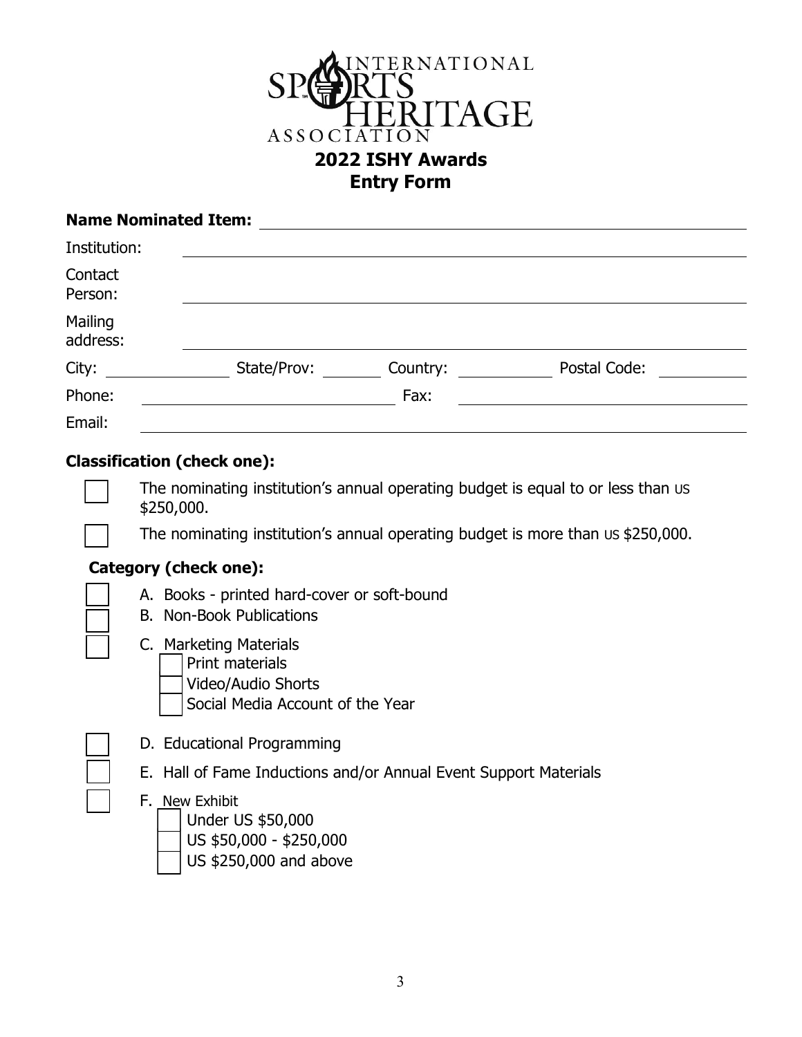# INTERNATIONAL SPORTS HERITAGE ASSOCIATION

## 2022 ISHY Awards
## Entry Form

**Name Nominated Item:** ______________________________

Institution: ______________________________

Contact Person: ______________________________

Mailing address: ______________________________

City: __________ State/Prov: __________ Country: __________ Postal Code: __________

Phone: ______________________________ Fax: ______________________________

Email: ______________________________

**Classification (check one):**

- [ ] The nominating institution's annual operating budget is equal to or less than US $250,000.
- [ ] The nominating institution's annual operating budget is more than US $250,000.

**Category (check one):**

- [ ] A. Books - printed hard-cover or soft-bound
- [ ] B. Non-Book Publications
- [ ] C. Marketing Materials
  - [ ] Print materials
  - [ ] Video/Audio Shorts
  - [ ] Social Media Account of the Year
- [ ] D. Educational Programming
- [ ] E. Hall of Fame Inductions and/or Annual Event Support Materials
- [ ] F. New Exhibit
  - [ ] Under US $50,000
  - [ ] US $50,000 - $250,000
  - [ ] US $250,000 and above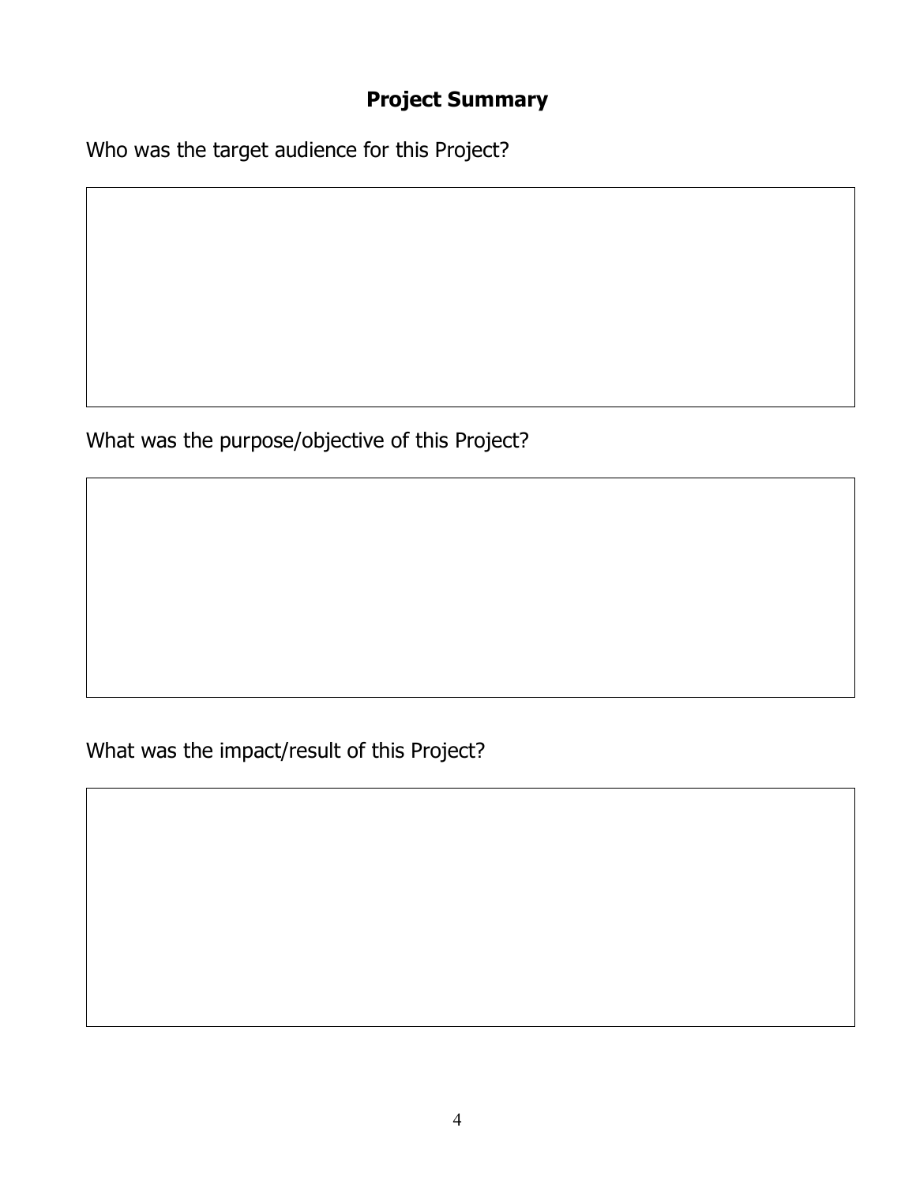## Project Summary

Who was the target audience for this Project?

What was the purpose/objective of this Project?

What was the impact/result of this Project?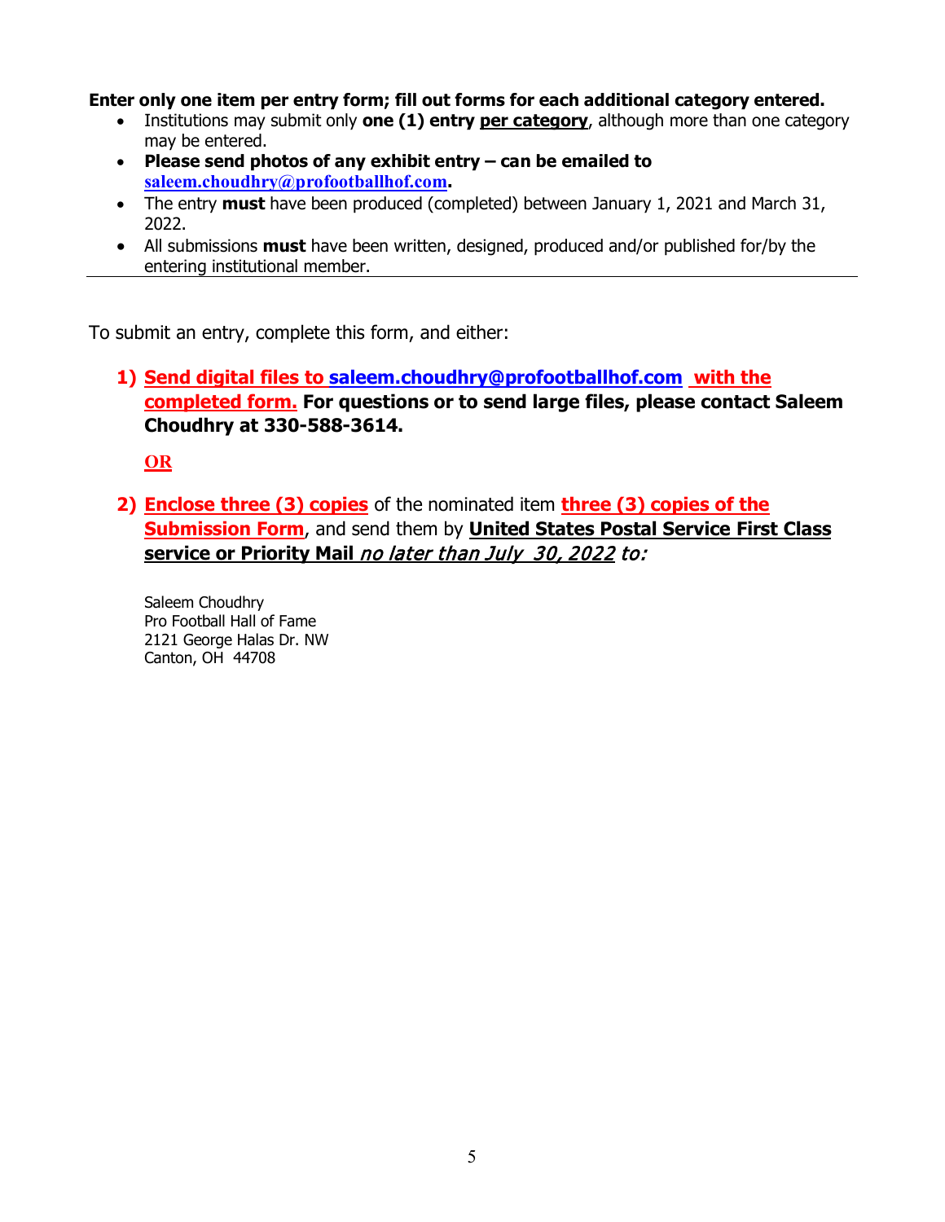**Enter only one item per entry form; fill out forms for each additional category entered.**

- Institutions may submit only **one (1) entry** **per category**, although more than one category may be entered.
- **Please send photos of any exhibit entry – can be emailed to saleem.choudhry@profootballhof.com.**
- The entry **must** have been produced (completed) between January 1, 2021 and March 31, 2022.
- All submissions **must** have been written, designed, produced and/or published for/by the entering institutional member.

---

To submit an entry, complete this form, and either:

1) **Send digital files to saleem.choudhry@profootballhof.com with the completed form. For questions or to send large files, please contact Saleem Choudhry at 330-588-3614.**

**OR**

2) **Enclose three (3) copies** of the nominated item **three (3) copies of the Submission Form**, and send them by **United States Postal Service First Class service or Priority Mail** ***no later than July 30, 2022 to:***

Saleem Choudhry
Pro Football Hall of Fame
2121 George Halas Dr. NW
Canton, OH 44708